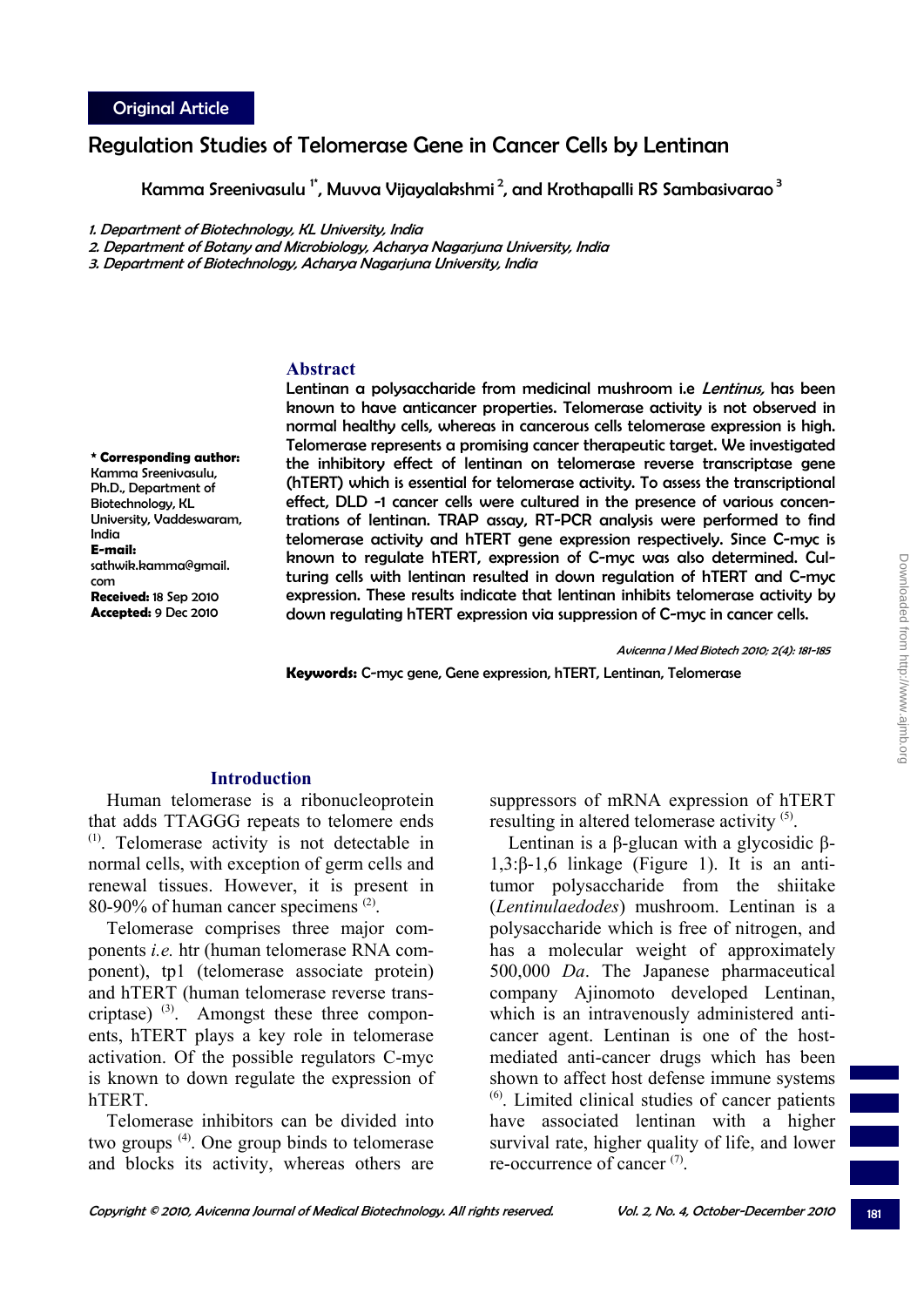Original Article

# Regulation Studies of Telomerase Gene in Cancer Cells by Lentinan

Kamma Sreenivasulu [1*], Muvva Vijayalakshmi [2], and Krothapalli RS Sambasivarao [3]

*1. Department of Biotechnology, KL University, India*
*2. Department of Botany and Microbiology, Acharya Nagarjuna University, India*
*3. Department of Biotechnology, Acharya Nagarjuna University, India*

**\* Corresponding author:** Kamma Sreenivasulu, Ph.D., Department of Biotechnology, KL University, Vaddeswaram, India
**E-mail:** sathwik.kamma@gmail.com
**Received:** 18 Sep 2010
**Accepted:** 9 Dec 2010

## Abstract

Lentinan a polysaccharide from medicinal mushroom i.e *Lentinus,* has been known to have anticancer properties. Telomerase activity is not observed in normal healthy cells, whereas in cancerous cells telomerase expression is high. Telomerase represents a promising cancer therapeutic target. We investigated the inhibitory effect of lentinan on telomerase reverse transcriptase gene (hTERT) which is essential for telomerase activity. To assess the transcriptional effect, DLD -1 cancer cells were cultured in the presence of various concentrations of lentinan. TRAP assay, RT-PCR analysis were performed to find telomerase activity and hTERT gene expression respectively. Since C-myc is known to regulate hTERT, expression of C-myc was also determined. Culturing cells with lentinan resulted in down regulation of hTERT and C-myc expression. These results indicate that lentinan inhibits telomerase activity by down regulating hTERT expression via suppression of C-myc in cancer cells.

*Avicenna J Med Biotech 2010; 2(4): 181-185*

**Keywords:** C-myc gene, Gene expression, hTERT, Lentinan, Telomerase

## Introduction

Human telomerase is a ribonucleoprotein that adds TTAGGG repeats to telomere ends [1]. Telomerase activity is not detectable in normal cells, with exception of germ cells and renewal tissues. However, it is present in 80-90% of human cancer specimens [2].

Telomerase comprises three major components *i.e.* htr (human telomerase RNA component), tp1 (telomerase associate protein) and hTERT (human telomerase reverse transcriptase) [3]. Amongst these three components, hTERT plays a key role in telomerase activation. Of the possible regulators C-myc is known to down regulate the expression of hTERT.

Telomerase inhibitors can be divided into two groups [4]. One group binds to telomerase and blocks its activity, whereas others are suppressors of mRNA expression of hTERT resulting in altered telomerase activity [5].

Lentinan is a β-glucan with a glycosidic β-1,3:β-1,6 linkage (Figure 1). It is an antitumor polysaccharide from the shiitake (*Lentinulaedodes*) mushroom. Lentinan is a polysaccharide which is free of nitrogen, and has a molecular weight of approximately 500,000 *Da*. The Japanese pharmaceutical company Ajinomoto developed Lentinan, which is an intravenously administered anticancer agent. Lentinan is one of the host-mediated anti-cancer drugs which has been shown to affect host defense immune systems [6]. Limited clinical studies of cancer patients have associated lentinan with a higher survival rate, higher quality of life, and lower re-occurrence of cancer [7].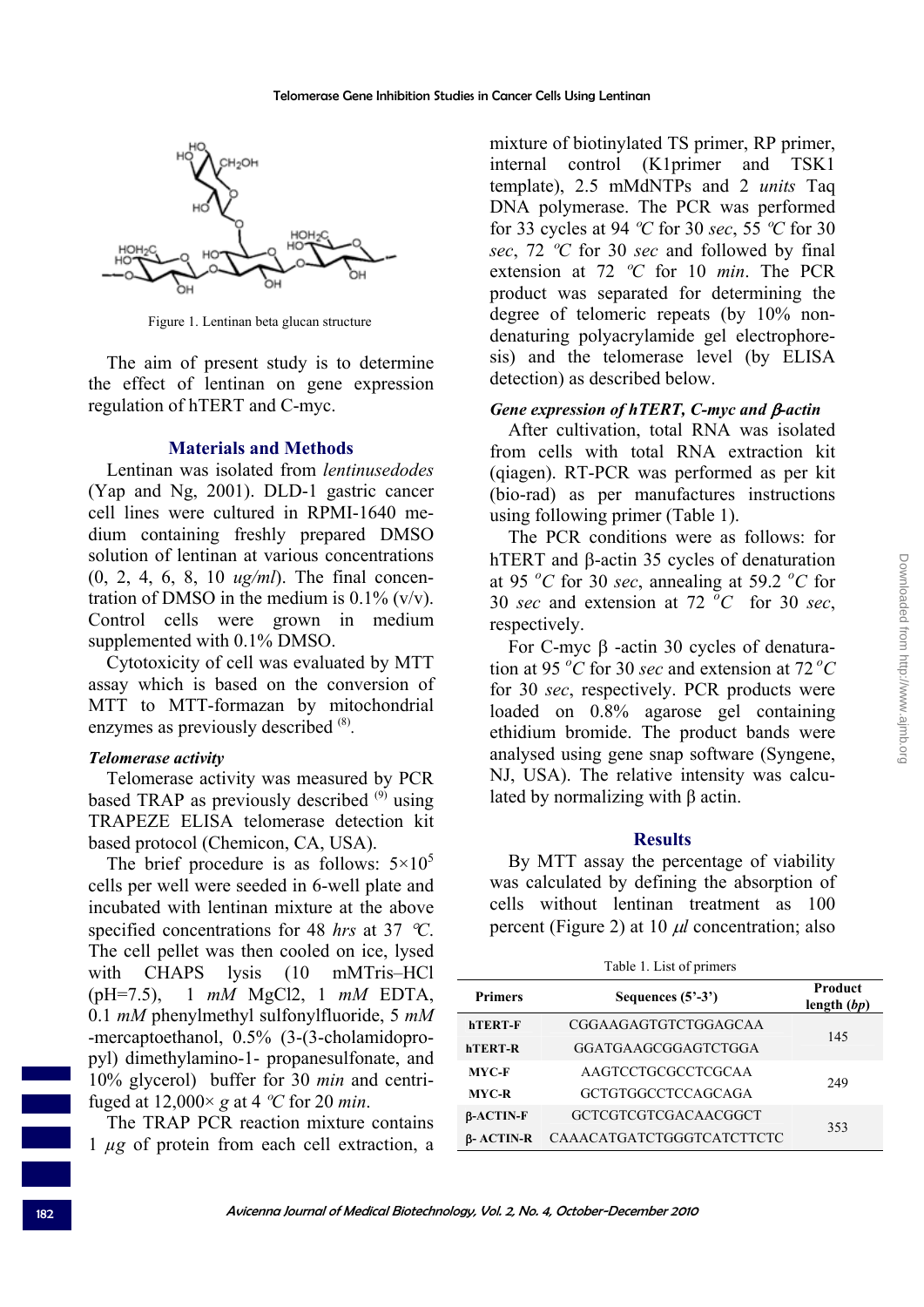Figure 1. Lentinan beta glucan structure

The aim of present study is to determine the effect of lentinan on gene expression regulation of hTERT and C-myc.

## Materials and Methods

Lentinan was isolated from *lentinusedodes* (Yap and Ng, 2001). DLD-1 gastric cancer cell lines were cultured in RPMI-1640 medium containing freshly prepared DMSO solution of lentinan at various concentrations (0, 2, 4, 6, 8, 10 *ug/ml*). The final concentration of DMSO in the medium is 0.1% (v/v). Control cells were grown in medium supplemented with 0.1% DMSO.

Cytotoxicity of cell was evaluated by MTT assay which is based on the conversion of MTT to MTT-formazan by mitochondrial enzymes as previously described [8].

### *Telomerase activity*

Telomerase activity was measured by PCR based TRAP as previously described [9] using TRAPEZE ELISA telomerase detection kit based protocol (Chemicon, CA, USA).

The brief procedure is as follows: $5\times10^5$ cells per well were seeded in 6-well plate and incubated with lentinan mixture at the above specified concentrations for 48 *hrs* at 37 *ºC*. The cell pellet was then cooled on ice, lysed with CHAPS lysis (10 mMTris–HCl (pH=7.5), 1 *mM* MgCl2, 1 *mM* EDTA, 0.1 *mM* phenylmethyl sulfonylfluoride, 5 *mM* -mercaptoethanol, 0.5% (3-(3-cholamidopropyl) dimethylamino-1- propanesulfonate, and 10% glycerol) buffer for 30 *min* and centrifuged at 12,000× *g* at 4 *ºC* for 20 *min*.

The TRAP PCR reaction mixture contains 1 *µg* of protein from each cell extraction, a mixture of biotinylated TS primer, RP primer, internal control (K1primer and TSK1 template), 2.5 mMdNTPs and 2 *units* Taq DNA polymerase. The PCR was performed for 33 cycles at 94 *ºC* for 30 *sec*, 55 *ºC* for 30 *sec*, 72 *ºC* for 30 *sec* and followed by final extension at 72 *ºC* for 10 *min*. The PCR product was separated for determining the degree of telomeric repeats (by 10% non-denaturing polyacrylamide gel electrophoresis) and the telomerase level (by ELISA detection) as described below.

### *Gene expression of hTERT, C-myc and β-actin*

After cultivation, total RNA was isolated from cells with total RNA extraction kit (qiagen). RT-PCR was performed as per kit (bio-rad) as per manufactures instructions using following primer (Table 1).

The PCR conditions were as follows: for hTERT and β-actin 35 cycles of denaturation at 95 *ºC* for 30 *sec*, annealing at 59.2 *ºC* for 30 *sec* and extension at 72 *ºC* for 30 *sec*, respectively.

For C-myc β -actin 30 cycles of denaturation at 95 *ºC* for 30 *sec* and extension at 72 *ºC* for 30 *sec*, respectively. PCR products were loaded on 0.8% agarose gel containing ethidium bromide. The product bands were analysed using gene snap software (Syngene, NJ, USA). The relative intensity was calculated by normalizing with β actin.

## Results

By MTT assay the percentage of viability was calculated by defining the absorption of cells without lentinan treatment as 100 percent (Figure 2) at 10 *µl* concentration; also

Table 1. List of primers

| Primers | Sequences (5'-3') | Product length (*bp*) |
|---|---|---|
| hTERT-F | CGGAAGAGTGTCTGGAGCAA | 145 |
| hTERT-R | GGATGAAGCGGAGTCTGGA | |
| MYC-F | AAGTCCTGCGCCTCGCAA | 249 |
| MYC-R | GCTGTGGCCTCCAGCAGA | |
| β-ACTIN-F | GCTCGTCGTCGACAACGGCT | 353 |
| β- ACTIN-R | CAAACATGATCTGGGTCATCTTCTC | |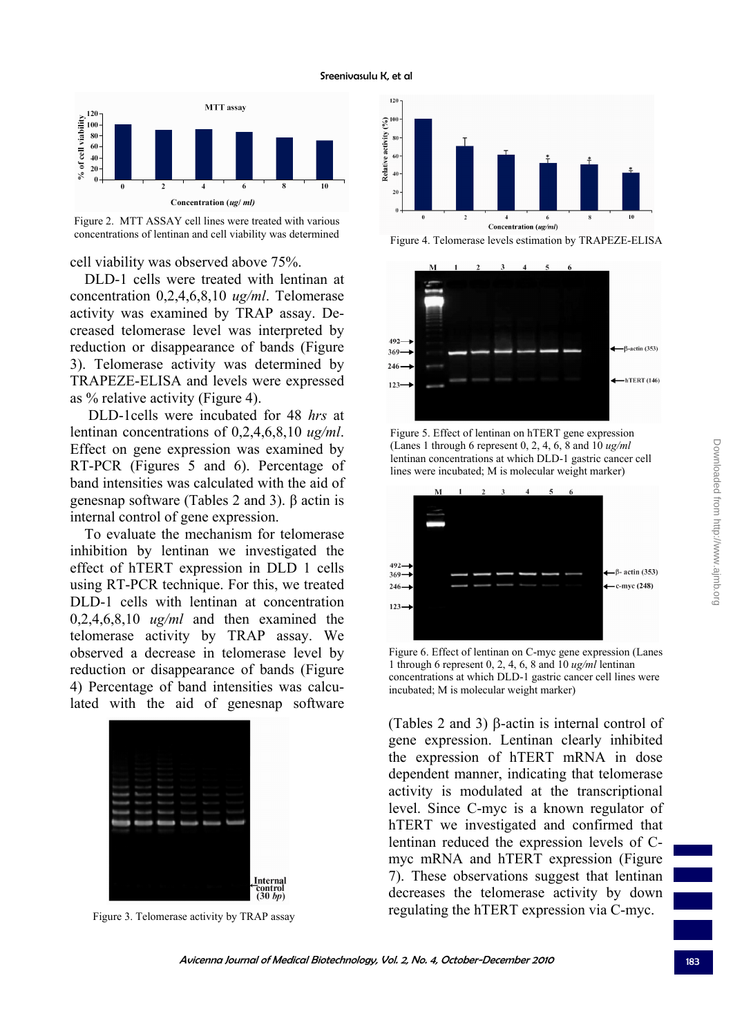Figure 2. MTT ASSAY cell lines were treated with various concentrations of lentinan and cell viability was determined

cell viability was observed above 75%.

DLD-1 cells were treated with lentinan at concentration 0,2,4,6,8,10 *ug/ml*. Telomerase activity was examined by TRAP assay. Decreased telomerase level was interpreted by reduction or disappearance of bands (Figure 3). Telomerase activity was determined by TRAPEZE-ELISA and levels were expressed as % relative activity (Figure 4).

DLD-1cells were incubated for 48 *hrs* at lentinan concentrations of 0,2,4,6,8,10 *ug/ml*. Effect on gene expression was examined by RT-PCR (Figures 5 and 6). Percentage of band intensities was calculated with the aid of genesnap software (Tables 2 and 3). β actin is internal control of gene expression.

To evaluate the mechanism for telomerase inhibition by lentinan we investigated the effect of hTERT expression in DLD 1 cells using RT-PCR technique. For this, we treated DLD-1 cells with lentinan at concentration 0,2,4,6,8,10 *ug/ml* and then examined the telomerase activity by TRAP assay. We observed a decrease in telomerase level by reduction or disappearance of bands (Figure 4) Percentage of band intensities was calculated with the aid of genesnap software (Tables 2 and 3) β-actin is internal control of gene expression. Lentinan clearly inhibited the expression of hTERT mRNA in dose dependent manner, indicating that telomerase activity is modulated at the transcriptional level. Since C-myc is a known regulator of hTERT we investigated and confirmed that lentinan reduced the expression levels of C-myc mRNA and hTERT expression (Figure 7). These observations suggest that lentinan decreases the telomerase activity by down regulating the hTERT expression via C-myc.

Figure 3. Telomerase activity by TRAP assay

Figure 4. Telomerase levels estimation by TRAPEZE-ELISA

Figure 5. Effect of lentinan on hTERT gene expression (Lanes 1 through 6 represent 0, 2, 4, 6, 8 and 10 *ug/ml* lentinan concentrations at which DLD-1 gastric cancer cell lines were incubated; M is molecular weight marker)

Figure 6. Effect of lentinan on C-myc gene expression (Lanes 1 through 6 represent 0, 2, 4, 6, 8 and 10 *ug/ml* lentinan concentrations at which DLD-1 gastric cancer cell lines were incubated; M is molecular weight marker)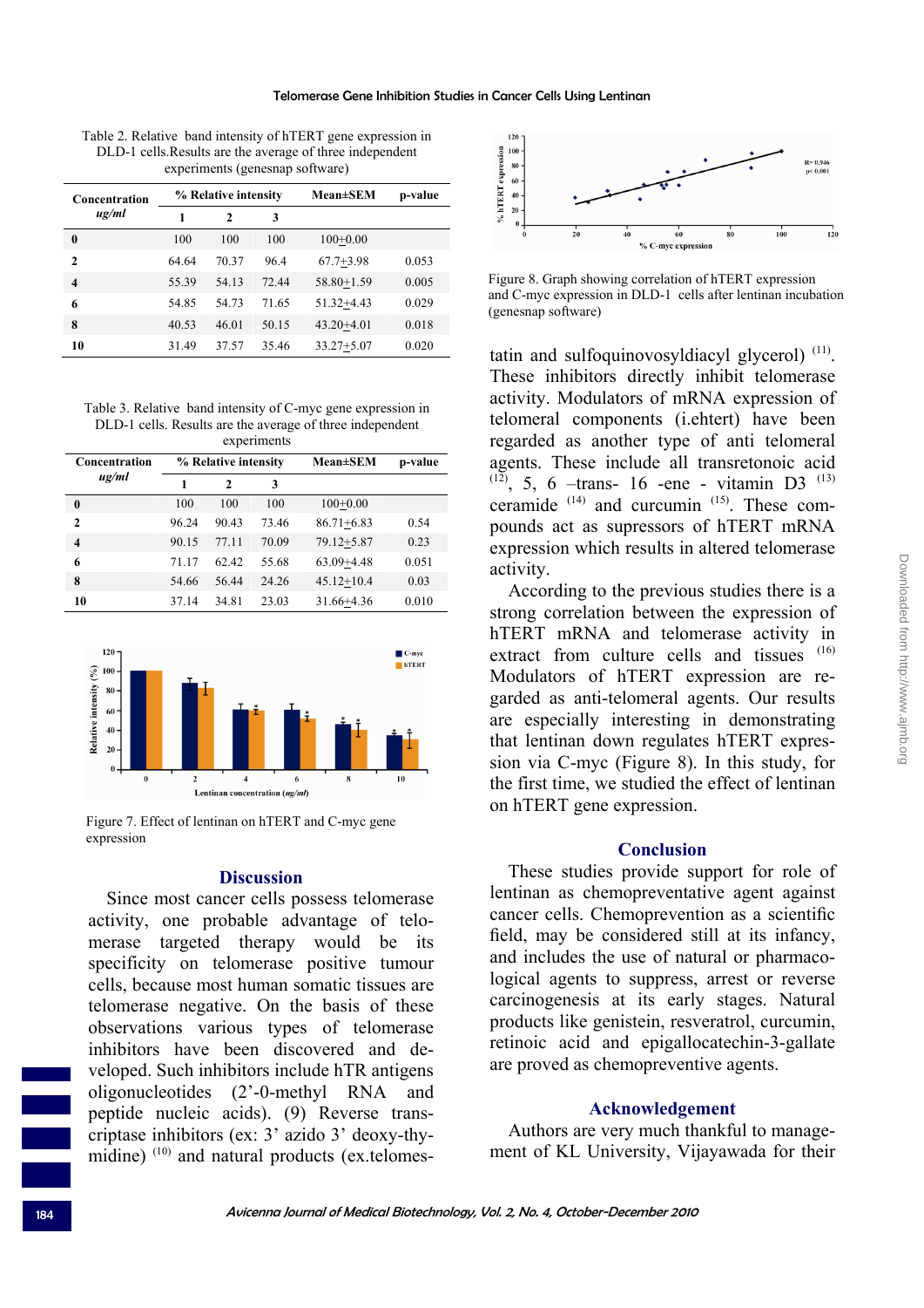Table 2. Relative band intensity of hTERT gene expression in DLD-1 cells.Results are the average of three independent experiments (genesnap software)

| Concentration ug/ml | % Relative intensity | | | Mean±SEM | p-value |
|---|---|---|---|---|---|
| | 1 | 2 | 3 | | |
| 0 | 100 | 100 | 100 | 100±0.00 | |
| 2 | 64.64 | 70.37 | 96.4 | 67.7±3.98 | 0.053 |
| 4 | 55.39 | 54.13 | 72.44 | 58.80±1.59 | 0.005 |
| 6 | 54.85 | 54.73 | 71.65 | 51.32±4.43 | 0.029 |
| 8 | 40.53 | 46.01 | 50.15 | 43.20±4.01 | 0.018 |
| 10 | 31.49 | 37.57 | 35.46 | 33.27±5.07 | 0.020 |

Table 3. Relative band intensity of C-myc gene expression in DLD-1 cells. Results are the average of three independent experiments

| Concentration ug/ml | % Relative intensity | | | Mean±SEM | p-value |
|---|---|---|---|---|---|
| | 1 | 2 | 3 | | |
| 0 | 100 | 100 | 100 | 100±0.00 | |
| 2 | 96.24 | 90.43 | 73.46 | 86.71±6.83 | 0.54 |
| 4 | 90.15 | 77.11 | 70.09 | 79.12±5.87 | 0.23 |
| 6 | 71.17 | 62.42 | 55.68 | 63.09±4.48 | 0.051 |
| 8 | 54.66 | 56.44 | 24.26 | 45.12±10.4 | 0.03 |
| 10 | 37.14 | 34.81 | 23.03 | 31.66±4.36 | 0.010 |

Figure 7. Effect of lentinan on hTERT and C-myc gene expression

## Discussion

Since most cancer cells possess telomerase activity, one probable advantage of telomerase targeted therapy would be its specificity on telomerase positive tumour cells, because most human somatic tissues are telomerase negative. On the basis of these observations various types of telomerase inhibitors have been discovered and developed. Such inhibitors include hTR antigens oligonucleotides (2'-0-methyl RNA and peptide nucleic acids). (9) Reverse transcriptase inhibitors (ex: 3' azido 3' deoxy-thymidine) [10] and natural products (ex.telomestatin and sulfoquinovosyldiacyl glycerol) [11]. These inhibitors directly inhibit telomerase activity. Modulators of mRNA expression of telomeral components (i.ehtert) have been regarded as another type of anti telomeral agents. These include all transretonoic acid [12], 5, 6 –trans- 16 -ene - vitamin D3 [13] ceramide [14] and curcumin [15]. These compounds act as supressors of hTERT mRNA expression which results in altered telomerase activity.

According to the previous studies there is a strong correlation between the expression of hTERT mRNA and telomerase activity in extract from culture cells and tissues [16] Modulators of hTERT expression are regarded as anti-telomeral agents. Our results are especially interesting in demonstrating that lentinan down regulates hTERT expression via C-myc (Figure 8). In this study, for the first time, we studied the effect of lentinan on hTERT gene expression.

Figure 8. Graph showing correlation of hTERT expression and C-myc expression in DLD-1 cells after lentinan incubation (genesnap software)

## Conclusion

These studies provide support for role of lentinan as chemopreventative agent against cancer cells. Chemoprevention as a scientific field, may be considered still at its infancy, and includes the use of natural or pharmacological agents to suppress, arrest or reverse carcinogenesis at its early stages. Natural products like genistein, resveratrol, curcumin, retinoic acid and epigallocatechin-3-gallate are proved as chemopreventive agents.

## Acknowledgement

Authors are very much thankful to management of KL University, Vijayawada for their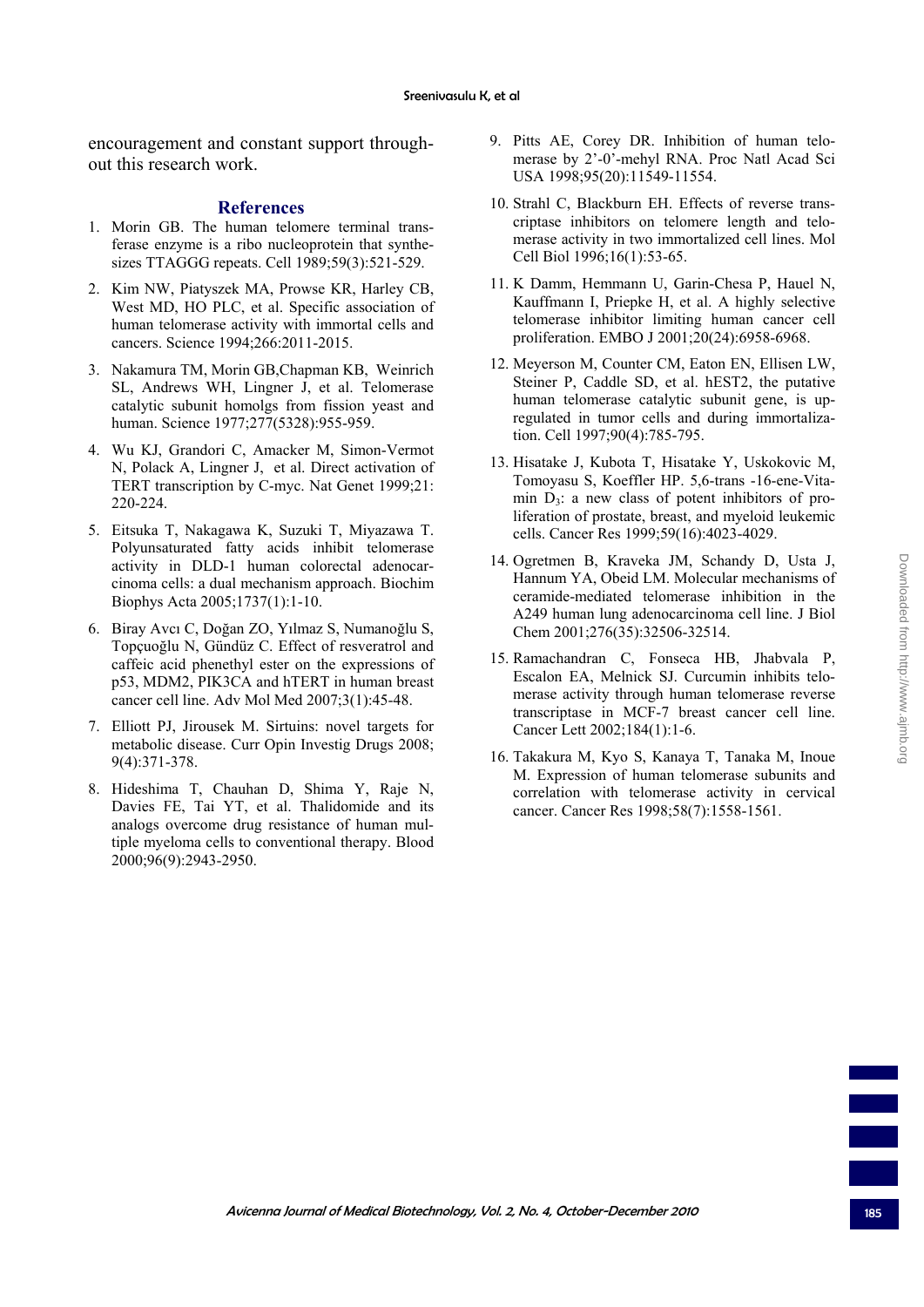encouragement and constant support throughout this research work.

## References

1. Morin GB. The human telomere terminal transferase enzyme is a ribo nucleoprotein that synthesizes TTAGGG repeats. Cell 1989;59(3):521-529.
2. Kim NW, Piatyszek MA, Prowse KR, Harley CB, West MD, HO PLC, et al. Specific association of human telomerase activity with immortal cells and cancers. Science 1994;266:2011-2015.
3. Nakamura TM, Morin GB,Chapman KB, Weinrich SL, Andrews WH, Lingner J, et al. Telomerase catalytic subunit homolgs from fission yeast and human. Science 1977;277(5328):955-959.
4. Wu KJ, Grandori C, Amacker M, Simon-Vermot N, Polack A, Lingner J, et al. Direct activation of TERT transcription by C-myc. Nat Genet 1999;21: 220-224.
5. Eitsuka T, Nakagawa K, Suzuki T, Miyazawa T. Polyunsaturated fatty acids inhibit telomerase activity in DLD-1 human colorectal adenocarcinoma cells: a dual mechanism approach. Biochim Biophys Acta 2005;1737(1):1-10.
6. Biray Avcı C, Doğan ZO, Yılmaz S, Numanoğlu S, Topçuoğlu N, Gündüz C. Effect of resveratrol and caffeic acid phenethyl ester on the expressions of p53, MDM2, PIK3CA and hTERT in human breast cancer cell line. Adv Mol Med 2007;3(1):45-48.
7. Elliott PJ, Jirousek M. Sirtuins: novel targets for metabolic disease. Curr Opin Investig Drugs 2008; 9(4):371-378.
8. Hideshima T, Chauhan D, Shima Y, Raje N, Davies FE, Tai YT, et al. Thalidomide and its analogs overcome drug resistance of human multiple myeloma cells to conventional therapy. Blood 2000;96(9):2943-2950.
9. Pitts AE, Corey DR. Inhibition of human telomerase by 2'-0'-mehyl RNA. Proc Natl Acad Sci USA 1998;95(20):11549-11554.
10. Strahl C, Blackburn EH. Effects of reverse transcriptase inhibitors on telomere length and telomerase activity in two immortalized cell lines. Mol Cell Biol 1996;16(1):53-65.
11. K Damm, Hemmann U, Garin-Chesa P, Hauel N, Kauffmann I, Priepke H, et al. A highly selective telomerase inhibitor limiting human cancer cell proliferation. EMBO J 2001;20(24):6958-6968.
12. Meyerson M, Counter CM, Eaton EN, Ellisen LW, Steiner P, Caddle SD, et al. hEST2, the putative human telomerase catalytic subunit gene, is upregulated in tumor cells and during immortalization. Cell 1997;90(4):785-795.
13. Hisatake J, Kubota T, Hisatake Y, Uskokovic M, Tomoyasu S, Koeffler HP. 5,6-trans -16-ene-Vitamin $D_3$: a new class of potent inhibitors of proliferation of prostate, breast, and myeloid leukemic cells. Cancer Res 1999;59(16):4023-4029.
14. Ogretmen B, Kraveka JM, Schandy D, Usta J, Hannum YA, Obeid LM. Molecular mechanisms of ceramide-mediated telomerase inhibition in the A249 human lung adenocarcinoma cell line. J Biol Chem 2001;276(35):32506-32514.
15. Ramachandran C, Fonseca HB, Jhabvala P, Escalon EA, Melnick SJ. Curcumin inhibits telomerase activity through human telomerase reverse transcriptase in MCF-7 breast cancer cell line. Cancer Lett 2002;184(1):1-6.
16. Takakura M, Kyo S, Kanaya T, Tanaka M, Inoue M. Expression of human telomerase subunits and correlation with telomerase activity in cervical cancer. Cancer Res 1998;58(7):1558-1561.